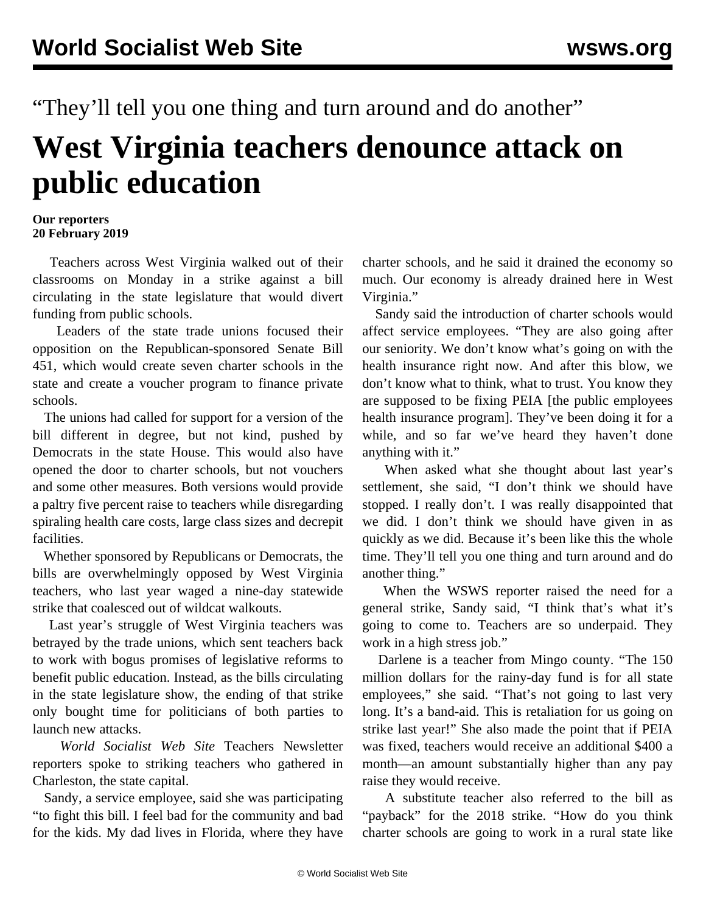“They’ll tell you one thing and turn around and do another”

# West Virginia teachers denounce attack on public education

**Our reporters**
**20 February 2019**

Teachers across West Virginia walked out of their classrooms on Monday in a strike against a bill circulating in the state legislature that would divert funding from public schools.

Leaders of the state trade unions focused their opposition on the Republican-sponsored Senate Bill 451, which would create seven charter schools in the state and create a voucher program to finance private schools.

The unions had called for support for a version of the bill different in degree, but not kind, pushed by Democrats in the state House. This would also have opened the door to charter schools, but not vouchers and some other measures. Both versions would provide a paltry five percent raise to teachers while disregarding spiraling health care costs, large class sizes and decrepit facilities.

Whether sponsored by Republicans or Democrats, the bills are overwhelmingly opposed by West Virginia teachers, who last year waged a nine-day statewide strike that coalesced out of wildcat walkouts.

Last year’s struggle of West Virginia teachers was betrayed by the trade unions, which sent teachers back to work with bogus promises of legislative reforms to benefit public education. Instead, as the bills circulating in the state legislature show, the ending of that strike only bought time for politicians of both parties to launch new attacks.

*World Socialist Web Site* Teachers Newsletter reporters spoke to striking teachers who gathered in Charleston, the state capital.

Sandy, a service employee, said she was participating “to fight this bill. I feel bad for the community and bad for the kids. My dad lives in Florida, where they have charter schools, and he said it drained the economy so much. Our economy is already drained here in West Virginia.”

Sandy said the introduction of charter schools would affect service employees. “They are also going after our seniority. We don’t know what’s going on with the health insurance right now. And after this blow, we don’t know what to think, what to trust. You know they are supposed to be fixing PEIA [the public employees health insurance program]. They’ve been doing it for a while, and so far we’ve heard they haven’t done anything with it.”

When asked what she thought about last year’s settlement, she said, “I don’t think we should have stopped. I really don’t. I was really disappointed that we did. I don’t think we should have given in as quickly as we did. Because it’s been like this the whole time. They’ll tell you one thing and turn around and do another thing.”

When the WSWS reporter raised the need for a general strike, Sandy said, “I think that’s what it’s going to come to. Teachers are so underpaid. They work in a high stress job.”

Darlene is a teacher from Mingo county. “The 150 million dollars for the rainy-day fund is for all state employees,” she said. “That’s not going to last very long. It’s a band-aid. This is retaliation for us going on strike last year!” She also made the point that if PEIA was fixed, teachers would receive an additional $400 a month—an amount substantially higher than any pay raise they would receive.

A substitute teacher also referred to the bill as “payback” for the 2018 strike. “How do you think charter schools are going to work in a rural state like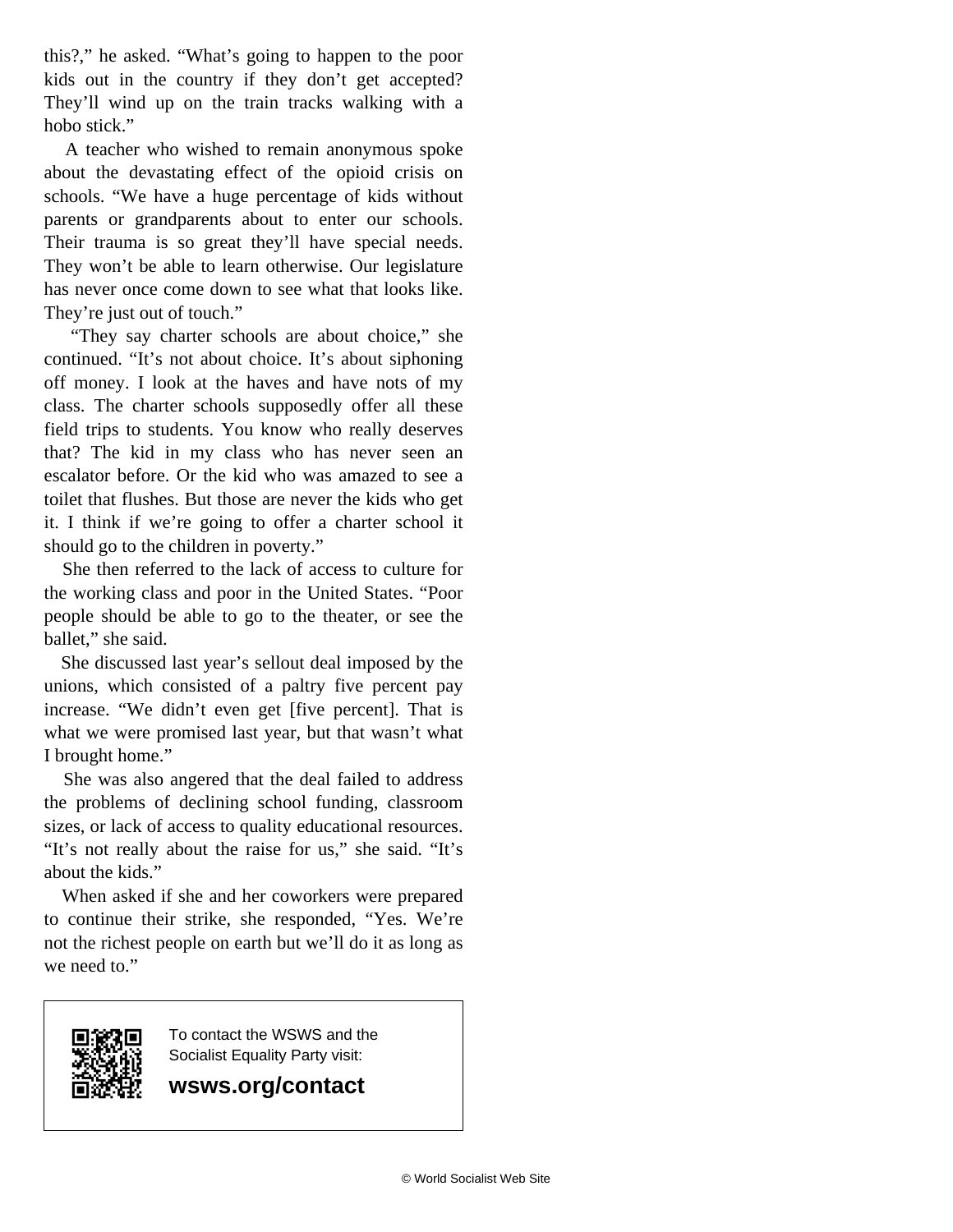this?," he asked. "What's going to happen to the poor kids out in the country if they don't get accepted? They'll wind up on the train tracks walking with a hobo stick."

A teacher who wished to remain anonymous spoke about the devastating effect of the opioid crisis on schools. "We have a huge percentage of kids without parents or grandparents about to enter our schools. Their trauma is so great they'll have special needs. They won't be able to learn otherwise. Our legislature has never once come down to see what that looks like. They're just out of touch."

"They say charter schools are about choice," she continued. "It's not about choice. It's about siphoning off money. I look at the haves and have nots of my class. The charter schools supposedly offer all these field trips to students. You know who really deserves that? The kid in my class who has never seen an escalator before. Or the kid who was amazed to see a toilet that flushes. But those are never the kids who get it. I think if we're going to offer a charter school it should go to the children in poverty."

She then referred to the lack of access to culture for the working class and poor in the United States. "Poor people should be able to go to the theater, or see the ballet," she said.

She discussed last year's sellout deal imposed by the unions, which consisted of a paltry five percent pay increase. "We didn't even get [five percent]. That is what we were promised last year, but that wasn't what I brought home."

She was also angered that the deal failed to address the problems of declining school funding, classroom sizes, or lack of access to quality educational resources. "It's not really about the raise for us," she said. "It's about the kids."

When asked if she and her coworkers were prepared to continue their strike, she responded, "Yes. We're not the richest people on earth but we'll do it as long as we need to."

To contact the WSWS and the Socialist Equality Party visit:

**wsws.org/contact**